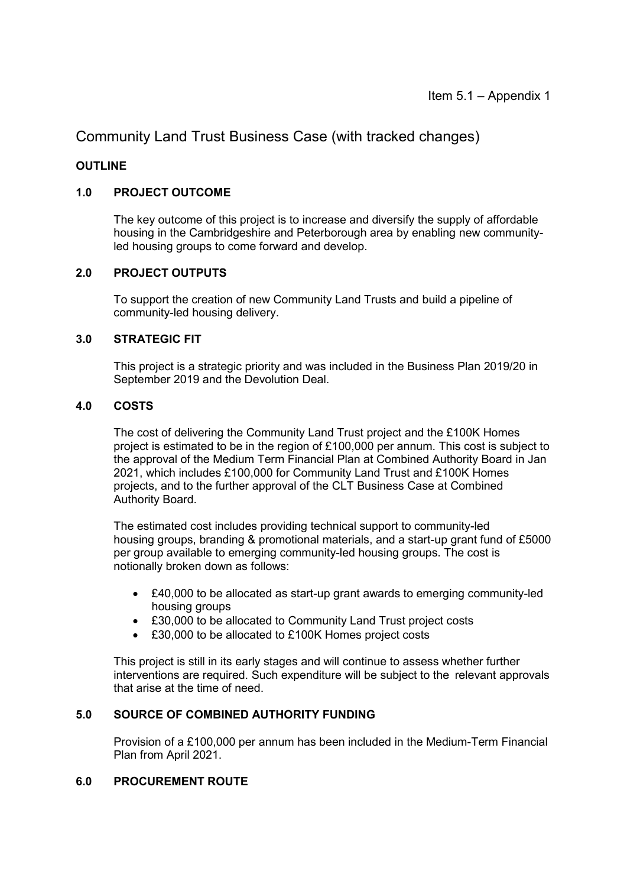Item 5.1 – Appendix 1

# Community Land Trust Business Case (with tracked changes)

## OUTLINE

### 1.0 PROJECT OUTCOME

The key outcome of this project is to increase and diversify the supply of affordable housing in the Cambridgeshire and Peterborough area by enabling new community-led housing groups to come forward and develop.

### 2.0 PROJECT OUTPUTS

To support the creation of new Community Land Trusts and build a pipeline of community-led housing delivery.

### 3.0 STRATEGIC FIT

This project is a strategic priority and was included in the Business Plan 2019/20 in September 2019 and the Devolution Deal.

### 4.0 COSTS

The cost of delivering the Community Land Trust project and the £100K Homes project is estimated to be in the region of £100,000 per annum. This cost is subject to the approval of the Medium Term Financial Plan at Combined Authority Board in Jan 2021, which includes £100,000 for Community Land Trust and £100K Homes projects, and to the further approval of the CLT Business Case at Combined Authority Board.

The estimated cost includes providing technical support to community-led housing groups, branding & promotional materials, and a start-up grant fund of £5000 per group available to emerging community-led housing groups. The cost is notionally broken down as follows:

- £40,000 to be allocated as start-up grant awards to emerging community-led housing groups
- £30,000 to be allocated to Community Land Trust project costs
- £30,000 to be allocated to £100K Homes project costs

This project is still in its early stages and will continue to assess whether further interventions are required. Such expenditure will be subject to the relevant approvals that arise at the time of need.

### 5.0 SOURCE OF COMBINED AUTHORITY FUNDING

Provision of a £100,000 per annum has been included in the Medium-Term Financial Plan from April 2021.

### 6.0 PROCUREMENT ROUTE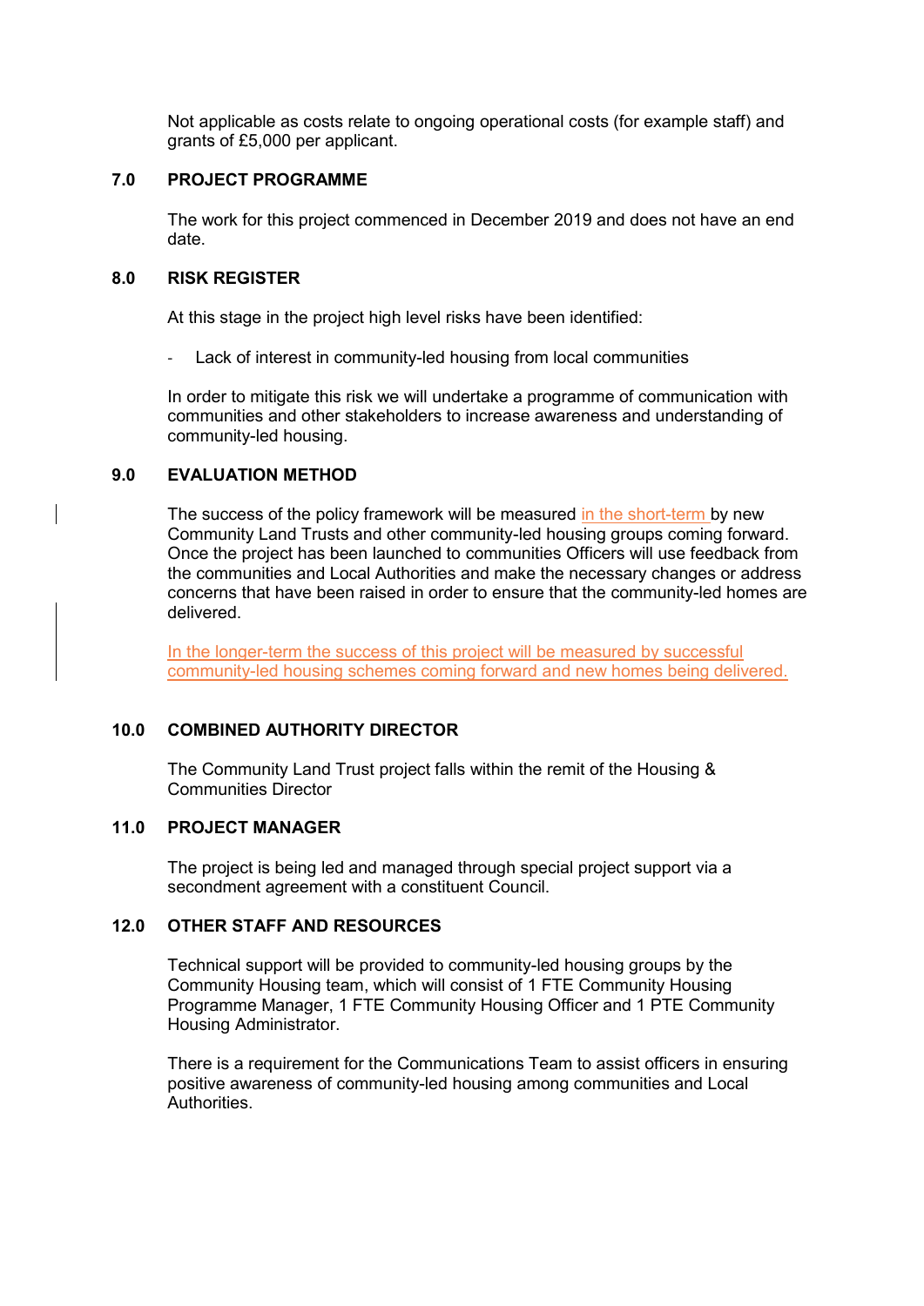Not applicable as costs relate to ongoing operational costs (for example staff) and grants of £5,000 per applicant.

## 7.0 PROJECT PROGRAMME

The work for this project commenced in December 2019 and does not have an end date.

## 8.0 RISK REGISTER

At this stage in the project high level risks have been identified:

- Lack of interest in community-led housing from local communities

In order to mitigate this risk we will undertake a programme of communication with communities and other stakeholders to increase awareness and understanding of community-led housing.

## 9.0 EVALUATION METHOD

The success of the policy framework will be measured in the short-term by new Community Land Trusts and other community-led housing groups coming forward. Once the project has been launched to communities Officers will use feedback from the communities and Local Authorities and make the necessary changes or address concerns that have been raised in order to ensure that the community-led homes are delivered.

In the longer-term the success of this project will be measured by successful community-led housing schemes coming forward and new homes being delivered.

## 10.0 COMBINED AUTHORITY DIRECTOR

The Community Land Trust project falls within the remit of the Housing & Communities Director

## 11.0 PROJECT MANAGER

The project is being led and managed through special project support via a secondment agreement with a constituent Council.

## 12.0 OTHER STAFF AND RESOURCES

Technical support will be provided to community-led housing groups by the Community Housing team, which will consist of 1 FTE Community Housing Programme Manager, 1 FTE Community Housing Officer and 1 PTE Community Housing Administrator.

There is a requirement for the Communications Team to assist officers in ensuring positive awareness of community-led housing among communities and Local Authorities.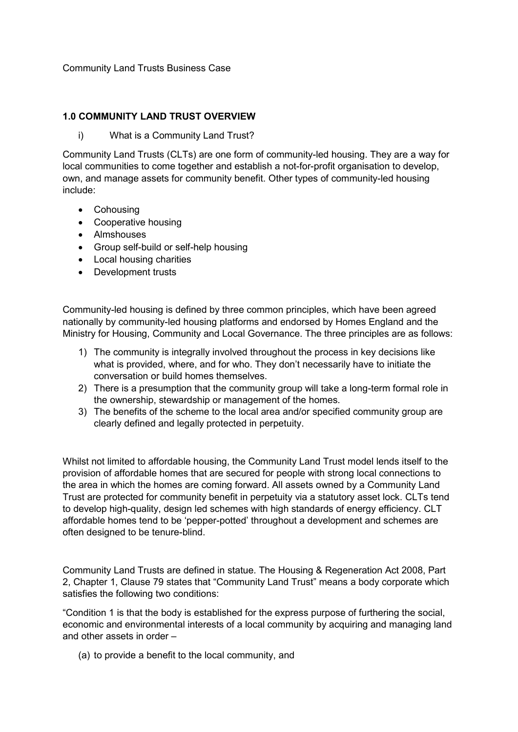Community Land Trusts Business Case

## 1.0 COMMUNITY LAND TRUST OVERVIEW

i) What is a Community Land Trust?

Community Land Trusts (CLTs) are one form of community-led housing. They are a way for local communities to come together and establish a not-for-profit organisation to develop, own, and manage assets for community benefit. Other types of community-led housing include:

- Cohousing
- Cooperative housing
- Almshouses
- Group self-build or self-help housing
- Local housing charities
- Development trusts

Community-led housing is defined by three common principles, which have been agreed nationally by community-led housing platforms and endorsed by Homes England and the Ministry for Housing, Community and Local Governance. The three principles are as follows:

1) The community is integrally involved throughout the process in key decisions like what is provided, where, and for who. They don't necessarily have to initiate the conversation or build homes themselves.
2) There is a presumption that the community group will take a long-term formal role in the ownership, stewardship or management of the homes.
3) The benefits of the scheme to the local area and/or specified community group are clearly defined and legally protected in perpetuity.

Whilst not limited to affordable housing, the Community Land Trust model lends itself to the provision of affordable homes that are secured for people with strong local connections to the area in which the homes are coming forward. All assets owned by a Community Land Trust are protected for community benefit in perpetuity via a statutory asset lock. CLTs tend to develop high-quality, design led schemes with high standards of energy efficiency. CLT affordable homes tend to be 'pepper-potted' throughout a development and schemes are often designed to be tenure-blind.

Community Land Trusts are defined in statue. The Housing & Regeneration Act 2008, Part 2, Chapter 1, Clause 79 states that "Community Land Trust" means a body corporate which satisfies the following two conditions:

"Condition 1 is that the body is established for the express purpose of furthering the social, economic and environmental interests of a local community by acquiring and managing land and other assets in order –

(a) to provide a benefit to the local community, and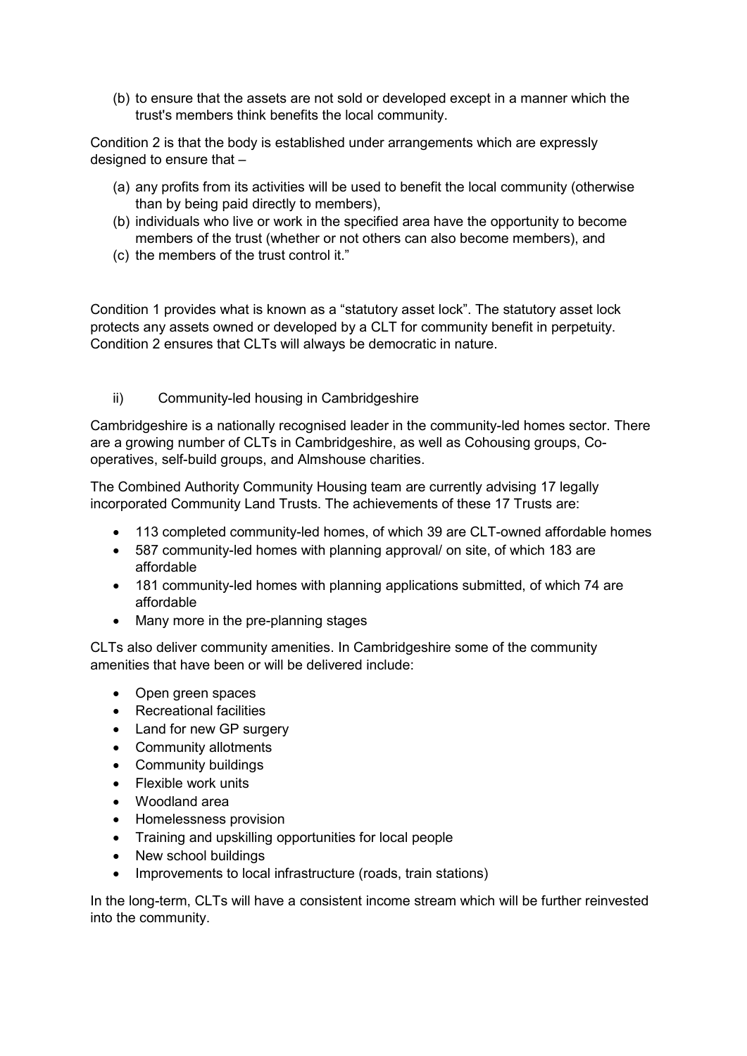(b) to ensure that the assets are not sold or developed except in a manner which the trust's members think benefits the local community.

Condition 2 is that the body is established under arrangements which are expressly designed to ensure that –

(a) any profits from its activities will be used to benefit the local community (otherwise than by being paid directly to members),
(b) individuals who live or work in the specified area have the opportunity to become members of the trust (whether or not others can also become members), and
(c) the members of the trust control it."

Condition 1 provides what is known as a "statutory asset lock". The statutory asset lock protects any assets owned or developed by a CLT for community benefit in perpetuity. Condition 2 ensures that CLTs will always be democratic in nature.

### ii) Community-led housing in Cambridgeshire

Cambridgeshire is a nationally recognised leader in the community-led homes sector. There are a growing number of CLTs in Cambridgeshire, as well as Cohousing groups, Co-operatives, self-build groups, and Almshouse charities.

The Combined Authority Community Housing team are currently advising 17 legally incorporated Community Land Trusts. The achievements of these 17 Trusts are:

- 113 completed community-led homes, of which 39 are CLT-owned affordable homes
- 587 community-led homes with planning approval/ on site, of which 183 are affordable
- 181 community-led homes with planning applications submitted, of which 74 are affordable
- Many more in the pre-planning stages

CLTs also deliver community amenities. In Cambridgeshire some of the community amenities that have been or will be delivered include:

- Open green spaces
- Recreational facilities
- Land for new GP surgery
- Community allotments
- Community buildings
- Flexible work units
- Woodland area
- Homelessness provision
- Training and upskilling opportunities for local people
- New school buildings
- Improvements to local infrastructure (roads, train stations)

In the long-term, CLTs will have a consistent income stream which will be further reinvested into the community.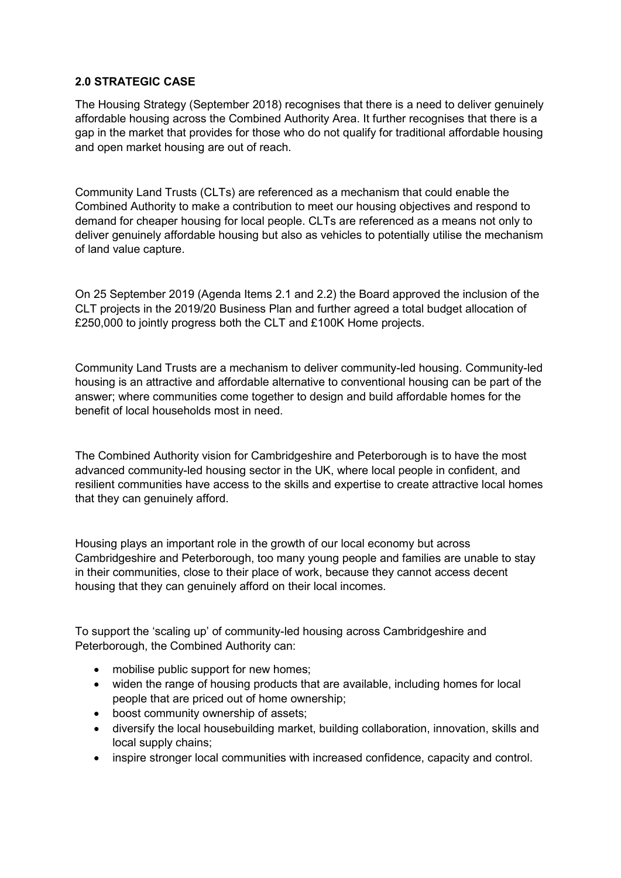## 2.0 STRATEGIC CASE

The Housing Strategy (September 2018) recognises that there is a need to deliver genuinely affordable housing across the Combined Authority Area. It further recognises that there is a gap in the market that provides for those who do not qualify for traditional affordable housing and open market housing are out of reach.

Community Land Trusts (CLTs) are referenced as a mechanism that could enable the Combined Authority to make a contribution to meet our housing objectives and respond to demand for cheaper housing for local people. CLTs are referenced as a means not only to deliver genuinely affordable housing but also as vehicles to potentially utilise the mechanism of land value capture.

On 25 September 2019 (Agenda Items 2.1 and 2.2) the Board approved the inclusion of the CLT projects in the 2019/20 Business Plan and further agreed a total budget allocation of £250,000 to jointly progress both the CLT and £100K Home projects.

Community Land Trusts are a mechanism to deliver community-led housing. Community-led housing is an attractive and affordable alternative to conventional housing can be part of the answer; where communities come together to design and build affordable homes for the benefit of local households most in need.

The Combined Authority vision for Cambridgeshire and Peterborough is to have the most advanced community-led housing sector in the UK, where local people in confident, and resilient communities have access to the skills and expertise to create attractive local homes that they can genuinely afford.

Housing plays an important role in the growth of our local economy but across Cambridgeshire and Peterborough, too many young people and families are unable to stay in their communities, close to their place of work, because they cannot access decent housing that they can genuinely afford on their local incomes.

To support the 'scaling up' of community-led housing across Cambridgeshire and Peterborough, the Combined Authority can:

- mobilise public support for new homes;
- widen the range of housing products that are available, including homes for local people that are priced out of home ownership;
- boost community ownership of assets;
- diversify the local housebuilding market, building collaboration, innovation, skills and local supply chains;
- inspire stronger local communities with increased confidence, capacity and control.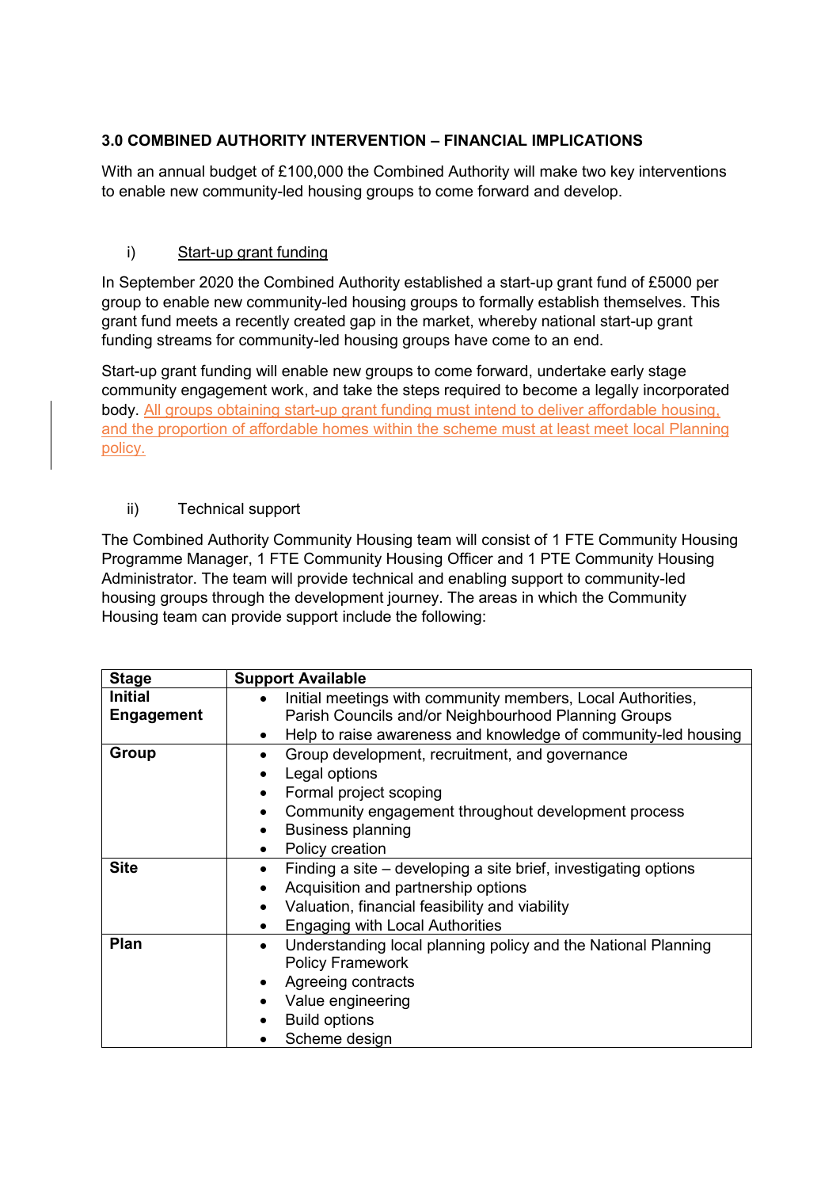### 3.0 COMBINED AUTHORITY INTERVENTION – FINANCIAL IMPLICATIONS

With an annual budget of £100,000 the Combined Authority will make two key interventions to enable new community-led housing groups to come forward and develop.

i) Start-up grant funding

In September 2020 the Combined Authority established a start-up grant fund of £5000 per group to enable new community-led housing groups to formally establish themselves. This grant fund meets a recently created gap in the market, whereby national start-up grant funding streams for community-led housing groups have come to an end.

Start-up grant funding will enable new groups to come forward, undertake early stage community engagement work, and take the steps required to become a legally incorporated body. All groups obtaining start-up grant funding must intend to deliver affordable housing, and the proportion of affordable homes within the scheme must at least meet local Planning policy.

ii) Technical support

The Combined Authority Community Housing team will consist of 1 FTE Community Housing Programme Manager, 1 FTE Community Housing Officer and 1 PTE Community Housing Administrator. The team will provide technical and enabling support to community-led housing groups through the development journey. The areas in which the Community Housing team can provide support include the following:

| Stage | Support Available |
|---|---|
| **Initial Engagement** | • Initial meetings with community members, Local Authorities, Parish Councils and/or Neighbourhood Planning Groups<br>• Help to raise awareness and knowledge of community-led housing |
| **Group** | • Group development, recruitment, and governance<br>• Legal options<br>• Formal project scoping<br>• Community engagement throughout development process<br>• Business planning<br>• Policy creation |
| **Site** | • Finding a site – developing a site brief, investigating options<br>• Acquisition and partnership options<br>• Valuation, financial feasibility and viability<br>• Engaging with Local Authorities |
| **Plan** | • Understanding local planning policy and the National Planning Policy Framework<br>• Agreeing contracts<br>• Value engineering<br>• Build options<br>• Scheme design |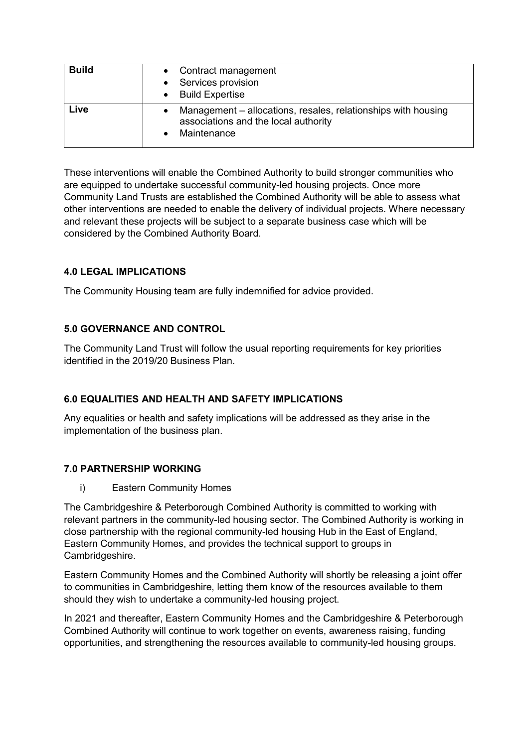| **Build** | • Contract management<br>• Services provision<br>• Build Expertise |
| --- | --- |
| **Live** | • Management – allocations, resales, relationships with housing associations and the local authority<br>• Maintenance |

These interventions will enable the Combined Authority to build stronger communities who are equipped to undertake successful community-led housing projects. Once more Community Land Trusts are established the Combined Authority will be able to assess what other interventions are needed to enable the delivery of individual projects. Where necessary and relevant these projects will be subject to a separate business case which will be considered by the Combined Authority Board.

### 4.0 LEGAL IMPLICATIONS

The Community Housing team are fully indemnified for advice provided.

### 5.0 GOVERNANCE AND CONTROL

The Community Land Trust will follow the usual reporting requirements for key priorities identified in the 2019/20 Business Plan.

### 6.0 EQUALITIES AND HEALTH AND SAFETY IMPLICATIONS

Any equalities or health and safety implications will be addressed as they arise in the implementation of the business plan.

### 7.0 PARTNERSHIP WORKING

i) Eastern Community Homes

The Cambridgeshire & Peterborough Combined Authority is committed to working with relevant partners in the community-led housing sector. The Combined Authority is working in close partnership with the regional community-led housing Hub in the East of England, Eastern Community Homes, and provides the technical support to groups in Cambridgeshire.

Eastern Community Homes and the Combined Authority will shortly be releasing a joint offer to communities in Cambridgeshire, letting them know of the resources available to them should they wish to undertake a community-led housing project.

In 2021 and thereafter, Eastern Community Homes and the Cambridgeshire & Peterborough Combined Authority will continue to work together on events, awareness raising, funding opportunities, and strengthening the resources available to community-led housing groups.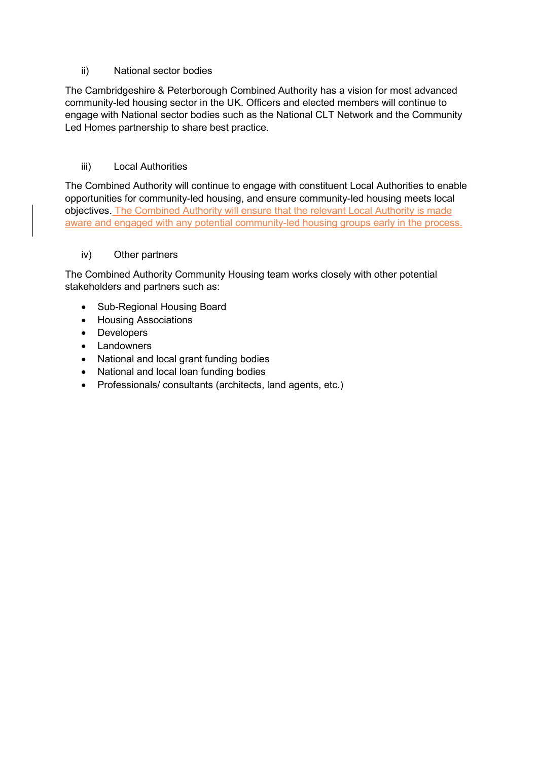ii) National sector bodies

The Cambridgeshire & Peterborough Combined Authority has a vision for most advanced community-led housing sector in the UK. Officers and elected members will continue to engage with National sector bodies such as the National CLT Network and the Community Led Homes partnership to share best practice.

iii) Local Authorities

The Combined Authority will continue to engage with constituent Local Authorities to enable opportunities for community-led housing, and ensure community-led housing meets local objectives. The Combined Authority will ensure that the relevant Local Authority is made aware and engaged with any potential community-led housing groups early in the process.

iv) Other partners

The Combined Authority Community Housing team works closely with other potential stakeholders and partners such as:

- Sub-Regional Housing Board
- Housing Associations
- Developers
- Landowners
- National and local grant funding bodies
- National and local loan funding bodies
- Professionals/ consultants (architects, land agents, etc.)